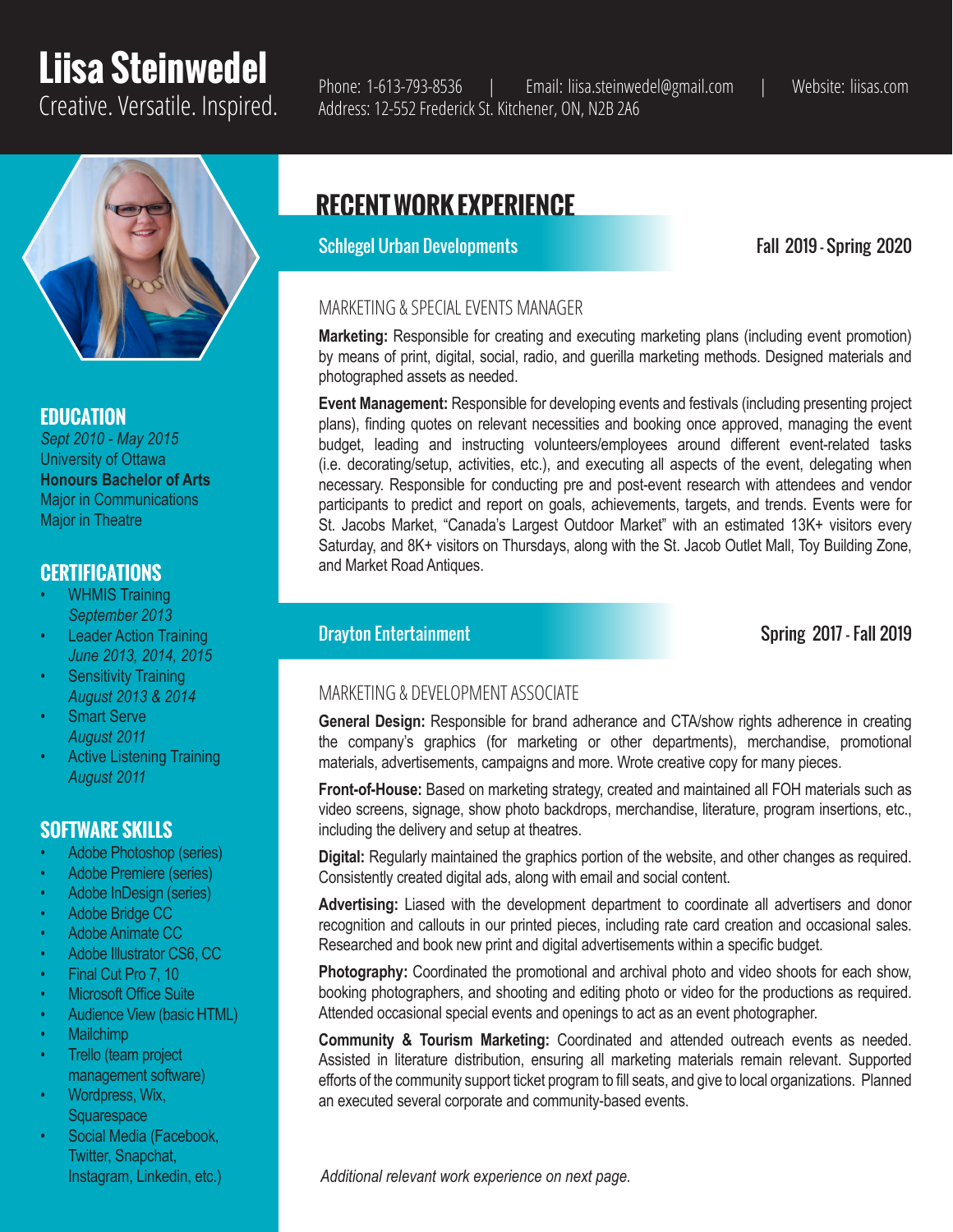# Liisa Steinwedel

Creative. Versatile. Inspired.

Phone: 1-613-793-8536 | Email: liisa.steinwedel@gmail.com | Website: liisas.com
Address: 12-552 Frederick St. Kitchener, ON, N2B 2A6

## EDUCATION

*Sept 2010 - May 2015*
University of Ottawa
**Honours Bachelor of Arts**
Major in Communications
Major in Theatre

## CERTIFICATIONS

- WHMIS Training
  *September 2013*
- Leader Action Training
  *June 2013, 2014, 2015*
- Sensitivity Training
  *August 2013 & 2014*
- Smart Serve
  *August 2011*
- Active Listening Training
  *August 2011*

## SOFTWARE SKILLS

- Adobe Photoshop (series)
- Adobe Premiere (series)
- Adobe InDesign (series)
- Adobe Bridge CC
- Adobe Animate CC
- Adobe Illustrator CS6, CC
- Final Cut Pro 7, 10
- Microsoft Office Suite
- Audience View (basic HTML)
- Mailchimp
- Trello (team project management software)
- Wordpress, Wix, Squarespace
- Social Media (Facebook, Twitter, Snapchat, Instagram, Linkedin, etc.)

## RECENT WORK EXPERIENCE

### Schlegel Urban Developments — Fall 2019 - Spring 2020

MARKETING & SPECIAL EVENTS MANAGER

**Marketing:** Responsible for creating and executing marketing plans (including event promotion) by means of print, digital, social, radio, and guerilla marketing methods. Designed materials and photographed assets as needed.

**Event Management:** Responsible for developing events and festivals (including presenting project plans), finding quotes on relevant necessities and booking once approved, managing the event budget, leading and instructing volunteers/employees around different event-related tasks (i.e. decorating/setup, activities, etc.), and executing all aspects of the event, delegating when necessary. Responsible for conducting pre and post-event research with attendees and vendor participants to predict and report on goals, achievements, targets, and trends. Events were for St. Jacobs Market, "Canada's Largest Outdoor Market" with an estimated 13K+ visitors every Saturday, and 8K+ visitors on Thursdays, along with the St. Jacob Outlet Mall, Toy Building Zone, and Market Road Antiques.

### Drayton Entertainment — Spring 2017 - Fall 2019

MARKETING & DEVELOPMENT ASSOCIATE

**General Design:** Responsible for brand adherance and CTA/show rights adherence in creating the company's graphics (for marketing or other departments), merchandise, promotional materials, advertisements, campaigns and more. Wrote creative copy for many pieces.

**Front-of-House:** Based on marketing strategy, created and maintained all FOH materials such as video screens, signage, show photo backdrops, merchandise, literature, program insertions, etc., including the delivery and setup at theatres.

**Digital:** Regularly maintained the graphics portion of the website, and other changes as required. Consistently created digital ads, along with email and social content.

**Advertising:** Liased with the development department to coordinate all advertisers and donor recognition and callouts in our printed pieces, including rate card creation and occasional sales. Researched and book new print and digital advertisements within a specific budget.

**Photography:** Coordinated the promotional and archival photo and video shoots for each show, booking photographers, and shooting and editing photo or video for the productions as required. Attended occasional special events and openings to act as an event photographer.

**Community & Tourism Marketing:** Coordinated and attended outreach events as needed. Assisted in literature distribution, ensuring all marketing materials remain relevant. Supported efforts of the community support ticket program to fill seats, and give to local organizations. Planned an executed several corporate and community-based events.

*Additional relevant work experience on next page.*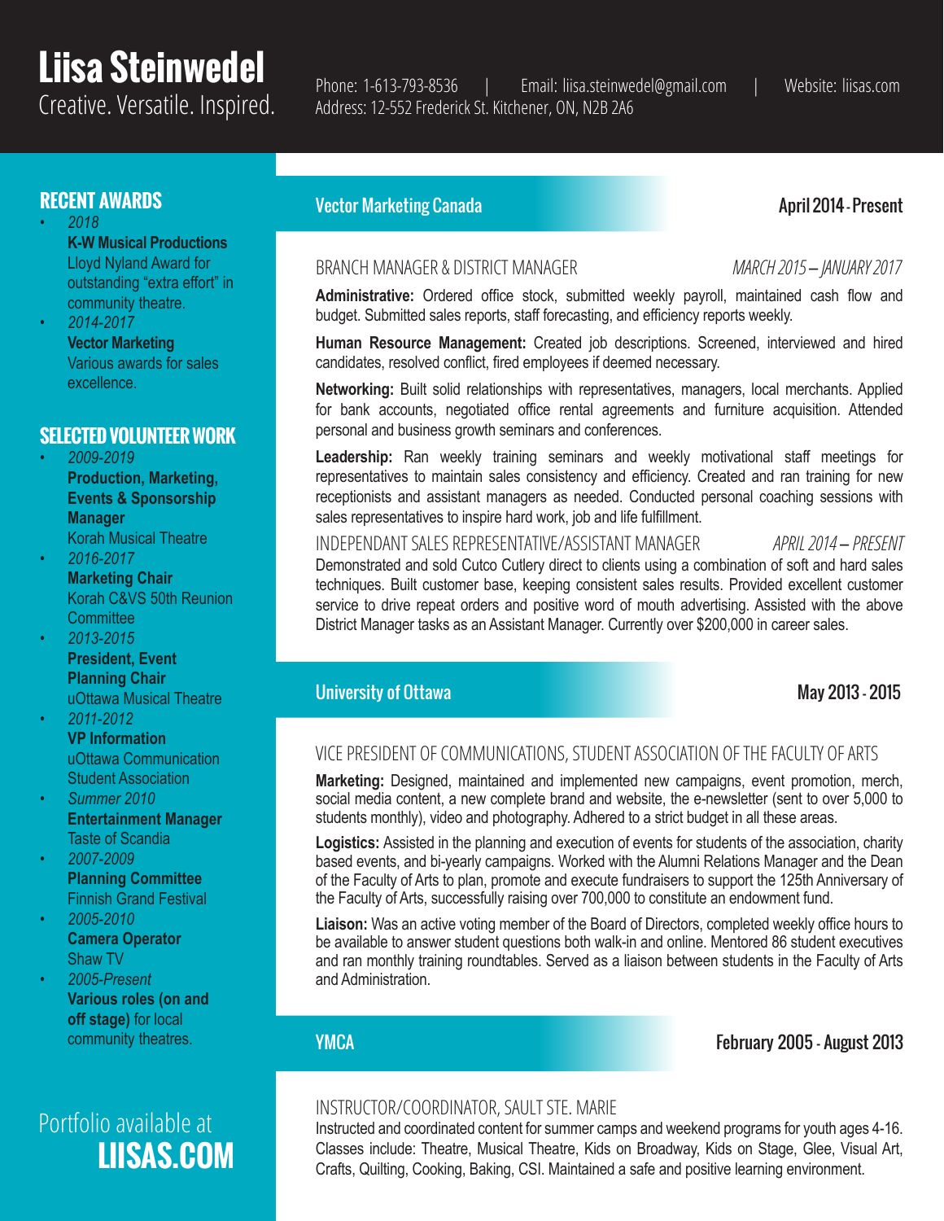# Liisa Steinwedel

Creative. Versatile. Inspired.

Phone: 1-613-793-8536 | Email: liisa.steinwedel@gmail.com | Website: liisas.com
Address: 12-552 Frederick St. Kitchener, ON, N2B 2A6

## RECENT AWARDS

- *2018*
  **K-W Musical Productions**
  Lloyd Nyland Award for outstanding "extra effort" in community theatre.
- *2014-2017*
  **Vector Marketing**
  Various awards for sales excellence.

## SELECTED VOLUNTEER WORK

- *2009-2019*
  **Production, Marketing, Events & Sponsorship Manager**
  Korah Musical Theatre
- *2016-2017*
  **Marketing Chair**
  Korah C&VS 50th Reunion Committee
- *2013-2015*
  **President, Event Planning Chair**
  uOttawa Musical Theatre
- *2011-2012*
  **VP Information**
  uOttawa Communication Student Association
- *Summer 2010*
  **Entertainment Manager**
  Taste of Scandia
- *2007-2009*
  **Planning Committee**
  Finnish Grand Festival
- *2005-2010*
  **Camera Operator**
  Shaw TV
- *2005-Present*
  **Various roles (on and off stage)** for local community theatres.

Portfolio available at
**LIISAS.COM**

## Vector Marketing Canada — April 2014 - Present

### BRANCH MANAGER & DISTRICT MANAGER — *MARCH 2015 – JANUARY 2017*

**Administrative:** Ordered office stock, submitted weekly payroll, maintained cash flow and budget. Submitted sales reports, staff forecasting, and efficiency reports weekly.

**Human Resource Management:** Created job descriptions. Screened, interviewed and hired candidates, resolved conflict, fired employees if deemed necessary.

**Networking:** Built solid relationships with representatives, managers, local merchants. Applied for bank accounts, negotiated office rental agreements and furniture acquisition. Attended personal and business growth seminars and conferences.

**Leadership:** Ran weekly training seminars and weekly motivational staff meetings for representatives to maintain sales consistency and efficiency. Created and ran training for new receptionists and assistant managers as needed. Conducted personal coaching sessions with sales representatives to inspire hard work, job and life fulfillment.

### INDEPENDANT SALES REPRESENTATIVE/ASSISTANT MANAGER — *APRIL 2014 – PRESENT*

Demonstrated and sold Cutco Cutlery direct to clients using a combination of soft and hard sales techniques. Built customer base, keeping consistent sales results. Provided excellent customer service to drive repeat orders and positive word of mouth advertising. Assisted with the above District Manager tasks as an Assistant Manager. Currently over $200,000 in career sales.

## University of Ottawa — May 2013 - 2015

### VICE PRESIDENT OF COMMUNICATIONS, STUDENT ASSOCIATION OF THE FACULTY OF ARTS

**Marketing:** Designed, maintained and implemented new campaigns, event promotion, merch, social media content, a new complete brand and website, the e-newsletter (sent to over 5,000 to students monthly), video and photography. Adhered to a strict budget in all these areas.

**Logistics:** Assisted in the planning and execution of events for students of the association, charity based events, and bi-yearly campaigns. Worked with the Alumni Relations Manager and the Dean of the Faculty of Arts to plan, promote and execute fundraisers to support the 125th Anniversary of the Faculty of Arts, successfully raising over 700,000 to constitute an endowment fund.

**Liaison:** Was an active voting member of the Board of Directors, completed weekly office hours to be available to answer student questions both walk-in and online. Mentored 86 student executives and ran monthly training roundtables. Served as a liaison between students in the Faculty of Arts and Administration.

## YMCA — February 2005 - August 2013

### INSTRUCTOR/COORDINATOR, SAULT STE. MARIE

Instructed and coordinated content for summer camps and weekend programs for youth ages 4-16. Classes include: Theatre, Musical Theatre, Kids on Broadway, Kids on Stage, Glee, Visual Art, Crafts, Quilting, Cooking, Baking, CSI. Maintained a safe and positive learning environment.